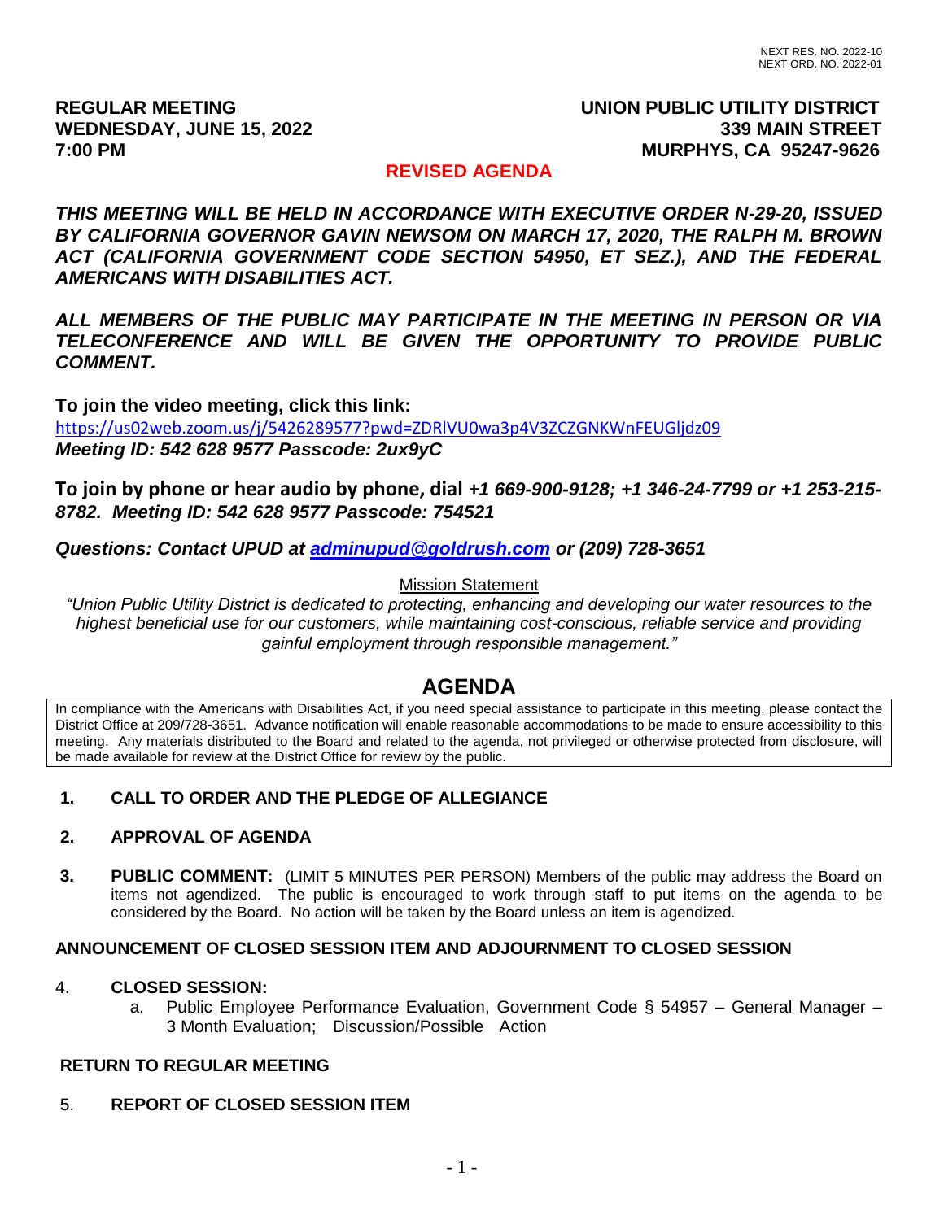NEXT RES. NO. 2022-10
NEXT ORD. NO. 2022-01

**REGULAR MEETING**
**WEDNESDAY, JUNE 15, 2022**
**7:00 PM**

**UNION PUBLIC UTILITY DISTRICT**
**339 MAIN STREET**
**MURPHYS, CA 95247-9626**

**REVISED AGENDA**

***THIS MEETING WILL BE HELD IN ACCORDANCE WITH EXECUTIVE ORDER N-29-20, ISSUED BY CALIFORNIA GOVERNOR GAVIN NEWSOM ON MARCH 17, 2020, THE RALPH M. BROWN ACT (CALIFORNIA GOVERNMENT CODE SECTION 54950, ET SEZ.), AND THE FEDERAL AMERICANS WITH DISABILITIES ACT.***

***ALL MEMBERS OF THE PUBLIC MAY PARTICIPATE IN THE MEETING IN PERSON OR VIA TELECONFERENCE AND WILL BE GIVEN THE OPPORTUNITY TO PROVIDE PUBLIC COMMENT.***

**To join the video meeting, click this link:**
https://us02web.zoom.us/j/5426289577?pwd=ZDRlVU0wa3p4V3ZCZGNKWnFEUGljdz09
***Meeting ID: 542 628 9577 Passcode: 2ux9yC***

**To join by phone or hear audio by phone, dial *+1 669-900-9128; +1 346-24-7799 or +1 253-215-8782. Meeting ID: 542 628 9577 Passcode: 754521***

***Questions: Contact UPUD at adminupud@goldrush.com or (209) 728-3651***

Mission Statement

*"Union Public Utility District is dedicated to protecting, enhancing and developing our water resources to the highest beneficial use for our customers, while maintaining cost-conscious, reliable service and providing gainful employment through responsible management."*

# AGENDA

In compliance with the Americans with Disabilities Act, if you need special assistance to participate in this meeting, please contact the District Office at 209/728-3651. Advance notification will enable reasonable accommodations to be made to ensure accessibility to this meeting. Any materials distributed to the Board and related to the agenda, not privileged or otherwise protected from disclosure, will be made available for review at the District Office for review by the public.

**1. CALL TO ORDER AND THE PLEDGE OF ALLEGIANCE**

**2. APPROVAL OF AGENDA**

**3. PUBLIC COMMENT:** (LIMIT 5 MINUTES PER PERSON) Members of the public may address the Board on items not agendized. The public is encouraged to work through staff to put items on the agenda to be considered by the Board. No action will be taken by the Board unless an item is agendized.

**ANNOUNCEMENT OF CLOSED SESSION ITEM AND ADJOURNMENT TO CLOSED SESSION**

4. **CLOSED SESSION:**
   a. Public Employee Performance Evaluation, Government Code § 54957 – General Manager – 3 Month Evaluation; Discussion/Possible Action

**RETURN TO REGULAR MEETING**

5. **REPORT OF CLOSED SESSION ITEM**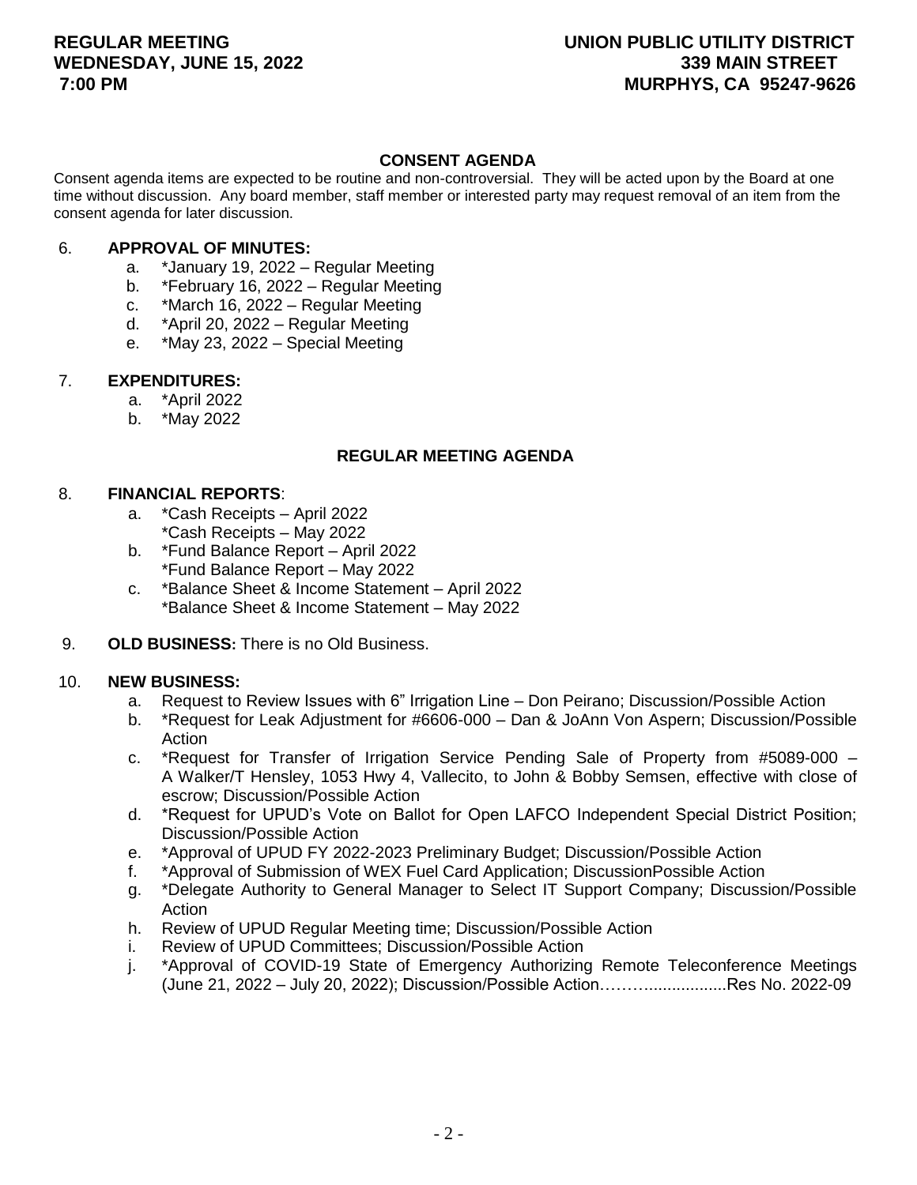**REGULAR MEETING**
**WEDNESDAY, JUNE 15, 2022**
**7:00 PM**

**UNION PUBLIC UTILITY DISTRICT**
**339 MAIN STREET**
**MURPHYS, CA 95247-9626**

## CONSENT AGENDA

Consent agenda items are expected to be routine and non-controversial. They will be acted upon by the Board at one time without discussion. Any board member, staff member or interested party may request removal of an item from the consent agenda for later discussion.

6. **APPROVAL OF MINUTES:**
   - a. *January 19, 2022 – Regular Meeting
   - b. *February 16, 2022 – Regular Meeting
   - c. *March 16, 2022 – Regular Meeting
   - d. *April 20, 2022 – Regular Meeting
   - e. *May 23, 2022 – Special Meeting

7. **EXPENDITURES:**
   - a. *April 2022
   - b. *May 2022

## REGULAR MEETING AGENDA

8. **FINANCIAL REPORTS**:
   - a. *Cash Receipts – April 2022
     *Cash Receipts – May 2022
   - b. *Fund Balance Report – April 2022
     *Fund Balance Report – May 2022
   - c. *Balance Sheet & Income Statement – April 2022
     *Balance Sheet & Income Statement – May 2022

9. **OLD BUSINESS:** There is no Old Business.

10. **NEW BUSINESS:**
    - a. Request to Review Issues with 6" Irrigation Line – Don Peirano; Discussion/Possible Action
    - b. *Request for Leak Adjustment for #6606-000 – Dan & JoAnn Von Aspern; Discussion/Possible Action
    - c. *Request for Transfer of Irrigation Service Pending Sale of Property from #5089-000 – A Walker/T Hensley, 1053 Hwy 4, Vallecito, to John & Bobby Semsen, effective with close of escrow; Discussion/Possible Action
    - d. *Request for UPUD's Vote on Ballot for Open LAFCO Independent Special District Position; Discussion/Possible Action
    - e. *Approval of UPUD FY 2022-2023 Preliminary Budget; Discussion/Possible Action
    - f. *Approval of Submission of WEX Fuel Card Application; DiscussionPossible Action
    - g. *Delegate Authority to General Manager to Select IT Support Company; Discussion/Possible Action
    - h. Review of UPUD Regular Meeting time; Discussion/Possible Action
    - i. Review of UPUD Committees; Discussion/Possible Action
    - j. *Approval of COVID-19 State of Emergency Authorizing Remote Teleconference Meetings (June 21, 2022 – July 20, 2022); Discussion/Possible Action……….................Res No. 2022-09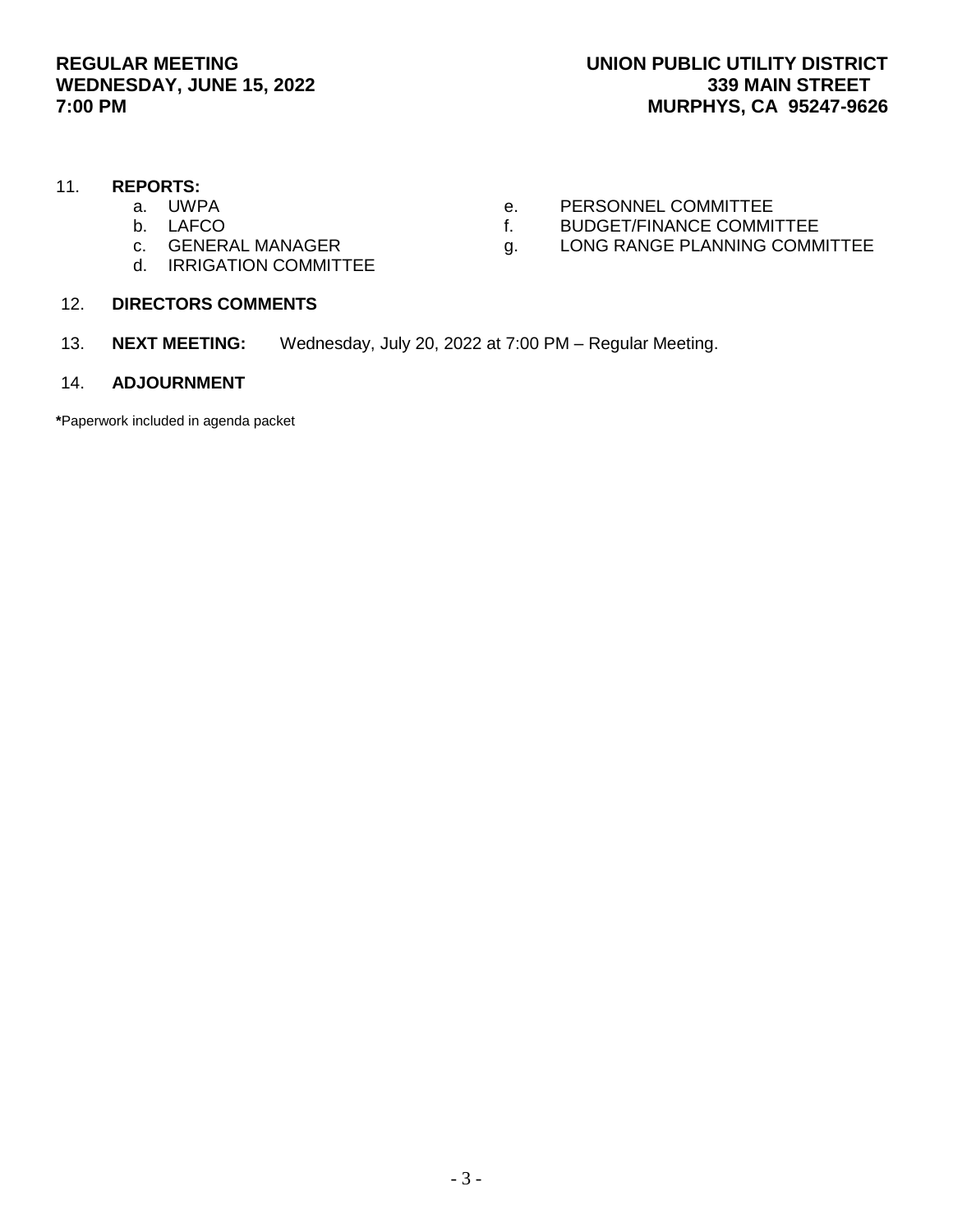11. **REPORTS:**
    - a. UWPA
    - b. LAFCO
    - c. GENERAL MANAGER
    - d. IRRIGATION COMMITTEE
    - e. PERSONNEL COMMITTEE
    - f. BUDGET/FINANCE COMMITTEE
    - g. LONG RANGE PLANNING COMMITTEE

12. **DIRECTORS COMMENTS**

13. **NEXT MEETING:** Wednesday, July 20, 2022 at 7:00 PM – Regular Meeting.

14. **ADJOURNMENT**

**\***Paperwork included in agenda packet